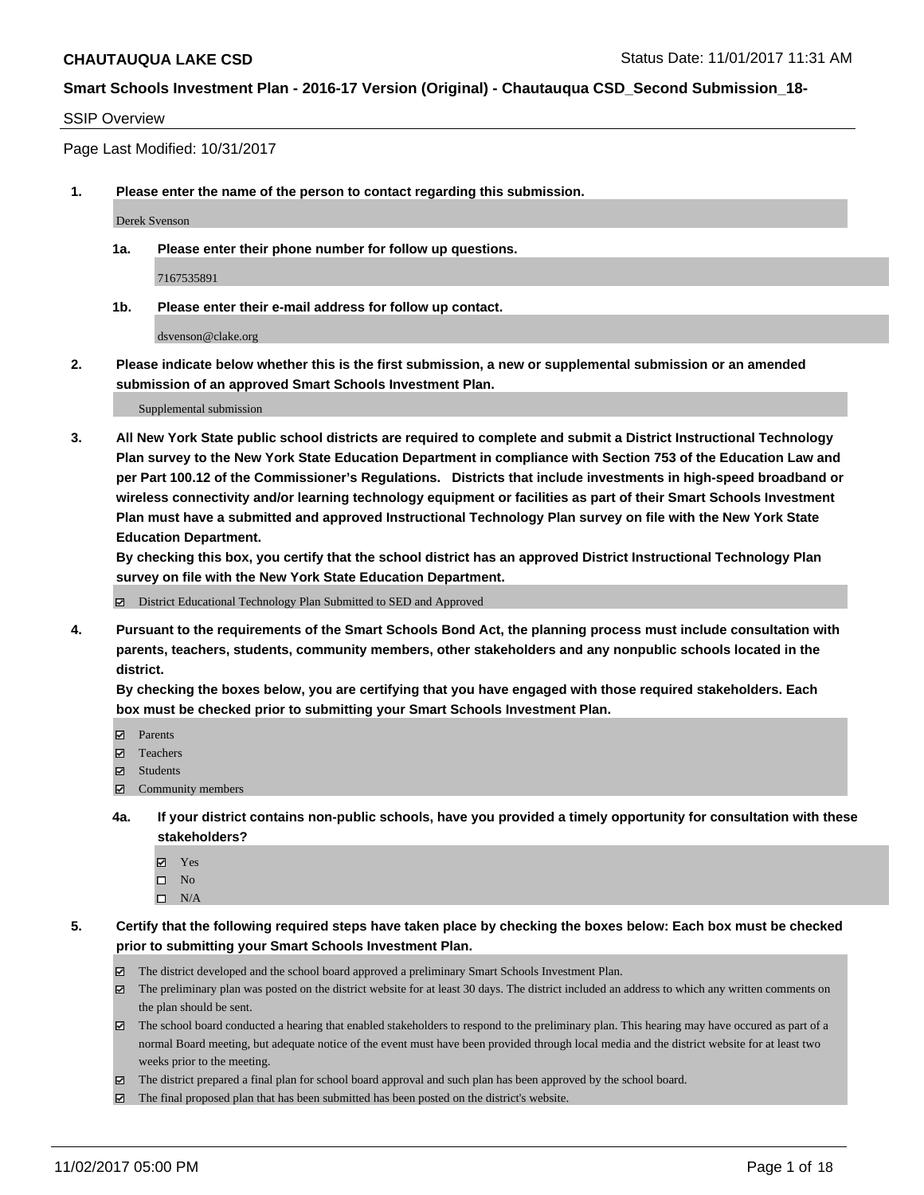**CHAUTAUQUA LAKE CSD** Status Date: 11/01/2017 11:31 AM

**Smart Schools Investment Plan - 2016-17 Version (Original) - Chautauqua CSD_Second Submission_18-**

SSIP Overview

Page Last Modified: 10/31/2017

**1. Please enter the name of the person to contact regarding this submission.**

Derek Svenson

**1a. Please enter their phone number for follow up questions.**

7167535891

**1b. Please enter their e-mail address for follow up contact.**

dsvenson@clake.org

**2. Please indicate below whether this is the first submission, a new or supplemental submission or an amended submission of an approved Smart Schools Investment Plan.**

Supplemental submission

**3. All New York State public school districts are required to complete and submit a District Instructional Technology Plan survey to the New York State Education Department in compliance with Section 753 of the Education Law and per Part 100.12 of the Commissioner's Regulations. Districts that include investments in high-speed broadband or wireless connectivity and/or learning technology equipment or facilities as part of their Smart Schools Investment Plan must have a submitted and approved Instructional Technology Plan survey on file with the New York State Education Department.**
**By checking this box, you certify that the school district has an approved District Instructional Technology Plan survey on file with the New York State Education Department.**

☑ District Educational Technology Plan Submitted to SED and Approved

**4. Pursuant to the requirements of the Smart Schools Bond Act, the planning process must include consultation with parents, teachers, students, community members, other stakeholders and any nonpublic schools located in the district.**
**By checking the boxes below, you are certifying that you have engaged with those required stakeholders. Each box must be checked prior to submitting your Smart Schools Investment Plan.**

☑ Parents
☑ Teachers
☑ Students
☑ Community members

**4a. If your district contains non-public schools, have you provided a timely opportunity for consultation with these stakeholders?**

☑ Yes
☐ No
☐ N/A

**5. Certify that the following required steps have taken place by checking the boxes below: Each box must be checked prior to submitting your Smart Schools Investment Plan.**

☑ The district developed and the school board approved a preliminary Smart Schools Investment Plan.
☑ The preliminary plan was posted on the district website for at least 30 days. The district included an address to which any written comments on the plan should be sent.
☑ The school board conducted a hearing that enabled stakeholders to respond to the preliminary plan. This hearing may have occured as part of a normal Board meeting, but adequate notice of the event must have been provided through local media and the district website for at least two weeks prior to the meeting.
☑ The district prepared a final plan for school board approval and such plan has been approved by the school board.
☑ The final proposed plan that has been submitted has been posted on the district's website.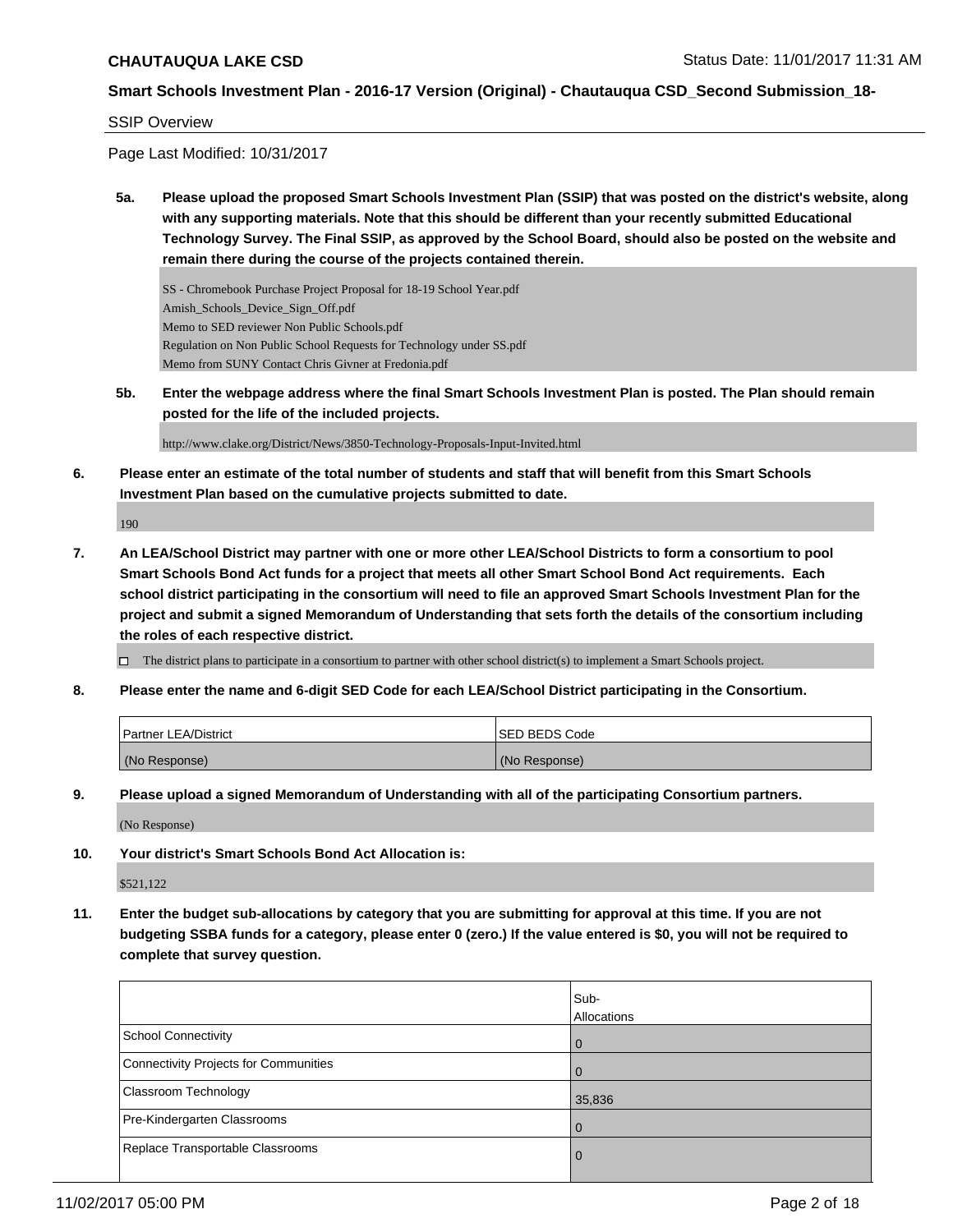**CHAUTAUQUA LAKE CSD** Status Date: 11/01/2017 11:31 AM

**Smart Schools Investment Plan - 2016-17 Version (Original) - Chautauqua CSD_Second Submission_18-**

SSIP Overview

Page Last Modified: 10/31/2017

**5a. Please upload the proposed Smart Schools Investment Plan (SSIP) that was posted on the district's website, along with any supporting materials. Note that this should be different than your recently submitted Educational Technology Survey. The Final SSIP, as approved by the School Board, should also be posted on the website and remain there during the course of the projects contained therein.**

SS - Chromebook Purchase Project Proposal for 18-19 School Year.pdf
Amish_Schools_Device_Sign_Off.pdf
Memo to SED reviewer Non Public Schools.pdf
Regulation on Non Public School Requests for Technology under SS.pdf
Memo from SUNY Contact Chris Givner at Fredonia.pdf

**5b. Enter the webpage address where the final Smart Schools Investment Plan is posted. The Plan should remain posted for the life of the included projects.**

http://www.clake.org/District/News/3850-Technology-Proposals-Input-Invited.html

**6. Please enter an estimate of the total number of students and staff that will benefit from this Smart Schools Investment Plan based on the cumulative projects submitted to date.**

190

**7. An LEA/School District may partner with one or more other LEA/School Districts to form a consortium to pool Smart Schools Bond Act funds for a project that meets all other Smart School Bond Act requirements. Each school district participating in the consortium will need to file an approved Smart Schools Investment Plan for the project and submit a signed Memorandum of Understanding that sets forth the details of the consortium including the roles of each respective district.**

☐ The district plans to participate in a consortium to partner with other school district(s) to implement a Smart Schools project.

**8. Please enter the name and 6-digit SED Code for each LEA/School District participating in the Consortium.**

| Partner LEA/District | SED BEDS Code |
|---|---|
| (No Response) | (No Response) |

**9. Please upload a signed Memorandum of Understanding with all of the participating Consortium partners.**

(No Response)

**10. Your district's Smart Schools Bond Act Allocation is:**

$521,122

**11. Enter the budget sub-allocations by category that you are submitting for approval at this time. If you are not budgeting SSBA funds for a category, please enter 0 (zero.) If the value entered is $0, you will not be required to complete that survey question.**

| | Sub-Allocations |
|---|---|
| School Connectivity | 0 |
| Connectivity Projects for Communities | 0 |
| Classroom Technology | 35,836 |
| Pre-Kindergarten Classrooms | 0 |
| Replace Transportable Classrooms | 0 |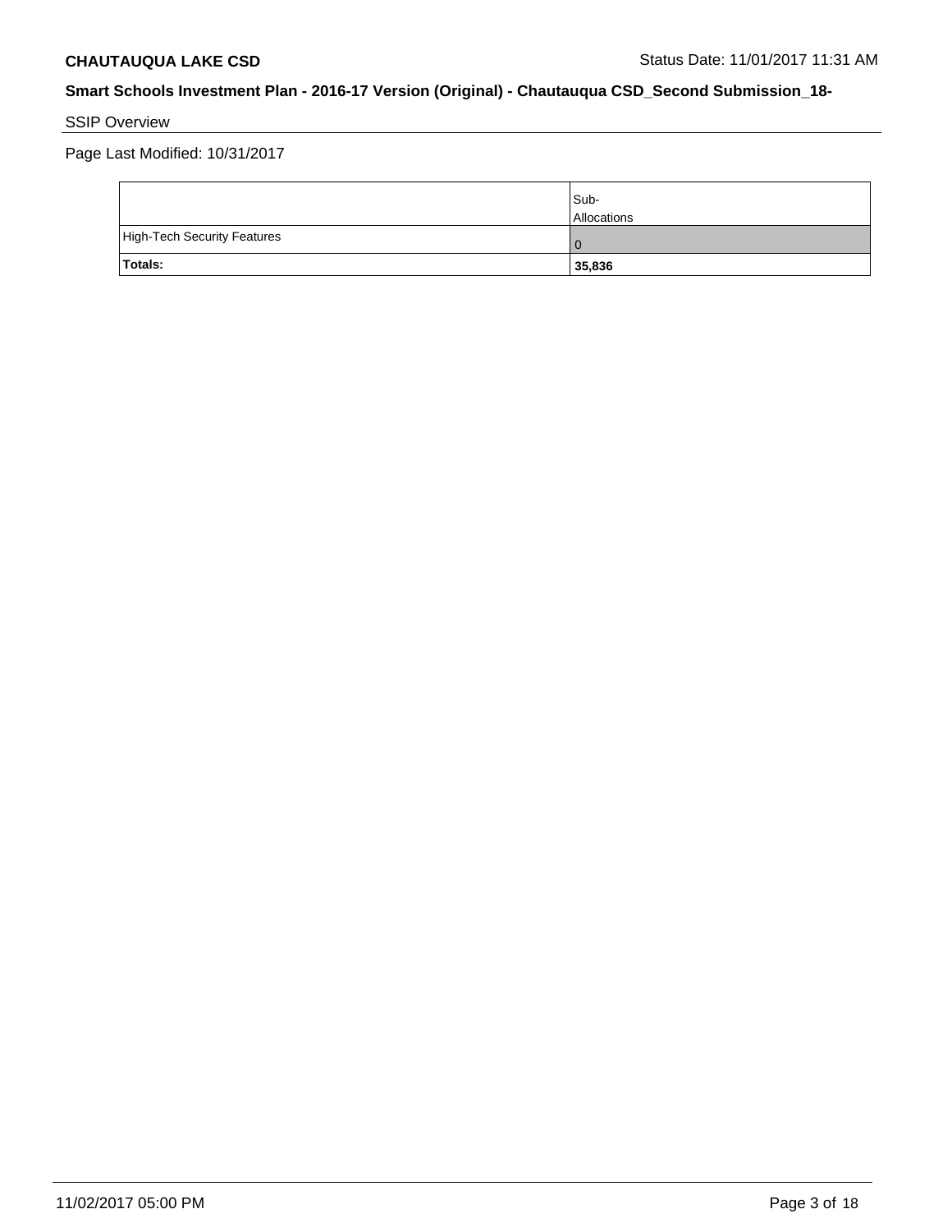**CHAUTAUQUA LAKE CSD** Status Date: 11/01/2017 11:31 AM

**Smart Schools Investment Plan - 2016-17 Version (Original) - Chautauqua CSD_Second Submission_18-**

SSIP Overview

Page Last Modified: 10/31/2017

| | Sub-Allocations |
|---|---|
| High-Tech Security Features | 0 |
| **Totals:** | **35,836** |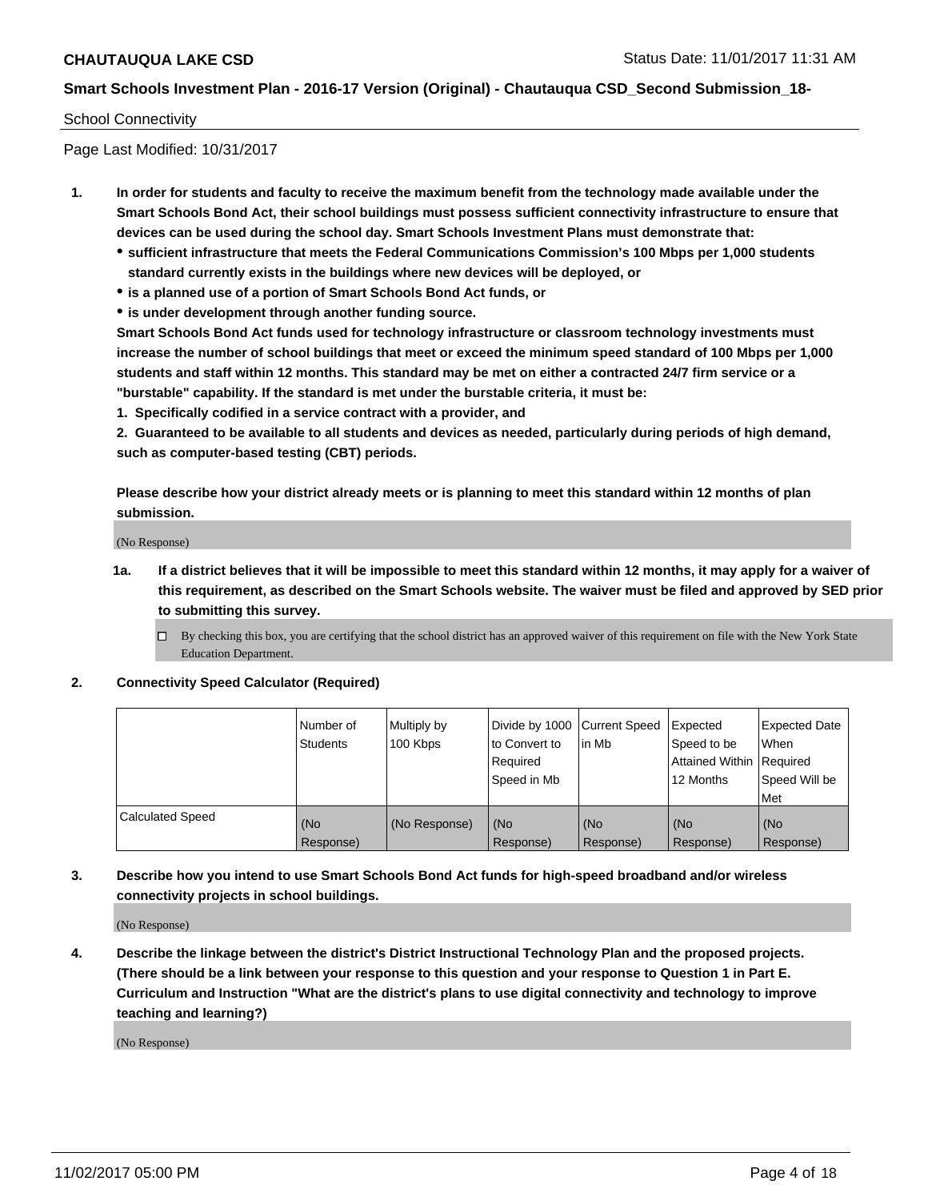School Connectivity

Page Last Modified: 10/31/2017

1. **In order for students and faculty to receive the maximum benefit from the technology made available under the Smart Schools Bond Act, their school buildings must possess sufficient connectivity infrastructure to ensure that devices can be used during the school day. Smart Schools Investment Plans must demonstrate that:**
   - **sufficient infrastructure that meets the Federal Communications Commission's 100 Mbps per 1,000 students standard currently exists in the buildings where new devices will be deployed, or**
   - **is a planned use of a portion of Smart Schools Bond Act funds, or**
   - **is under development through another funding source.**

   **Smart Schools Bond Act funds used for technology infrastructure or classroom technology investments must increase the number of school buildings that meet or exceed the minimum speed standard of 100 Mbps per 1,000 students and staff within 12 months. This standard may be met on either a contracted 24/7 firm service or a "burstable" capability. If the standard is met under the burstable criteria, it must be:**

   **1. Specifically codified in a service contract with a provider, and**

   **2. Guaranteed to be available to all students and devices as needed, particularly during periods of high demand, such as computer-based testing (CBT) periods.**

   **Please describe how your district already meets or is planning to meet this standard within 12 months of plan submission.**

   (No Response)

   **1a. If a district believes that it will be impossible to meet this standard within 12 months, it may apply for a waiver of this requirement, as described on the Smart Schools website. The waiver must be filed and approved by SED prior to submitting this survey.**

   ☐ By checking this box, you are certifying that the school district has an approved waiver of this requirement on file with the New York State Education Department.

2. **Connectivity Speed Calculator (Required)**

| | Number of Students | Multiply by 100 Kbps | Divide by 1000 to Convert to Required Speed in Mb | Current Speed in Mb | Expected Speed to be Attained Within 12 Months | Expected Date When Required Speed Will be Met |
|---|---|---|---|---|---|---|
| Calculated Speed | (No Response) | (No Response) | (No Response) | (No Response) | (No Response) | (No Response) |

3. **Describe how you intend to use Smart Schools Bond Act funds for high-speed broadband and/or wireless connectivity projects in school buildings.**

   (No Response)

4. **Describe the linkage between the district's District Instructional Technology Plan and the proposed projects. (There should be a link between your response to this question and your response to Question 1 in Part E. Curriculum and Instruction "What are the district's plans to use digital connectivity and technology to improve teaching and learning?)**

   (No Response)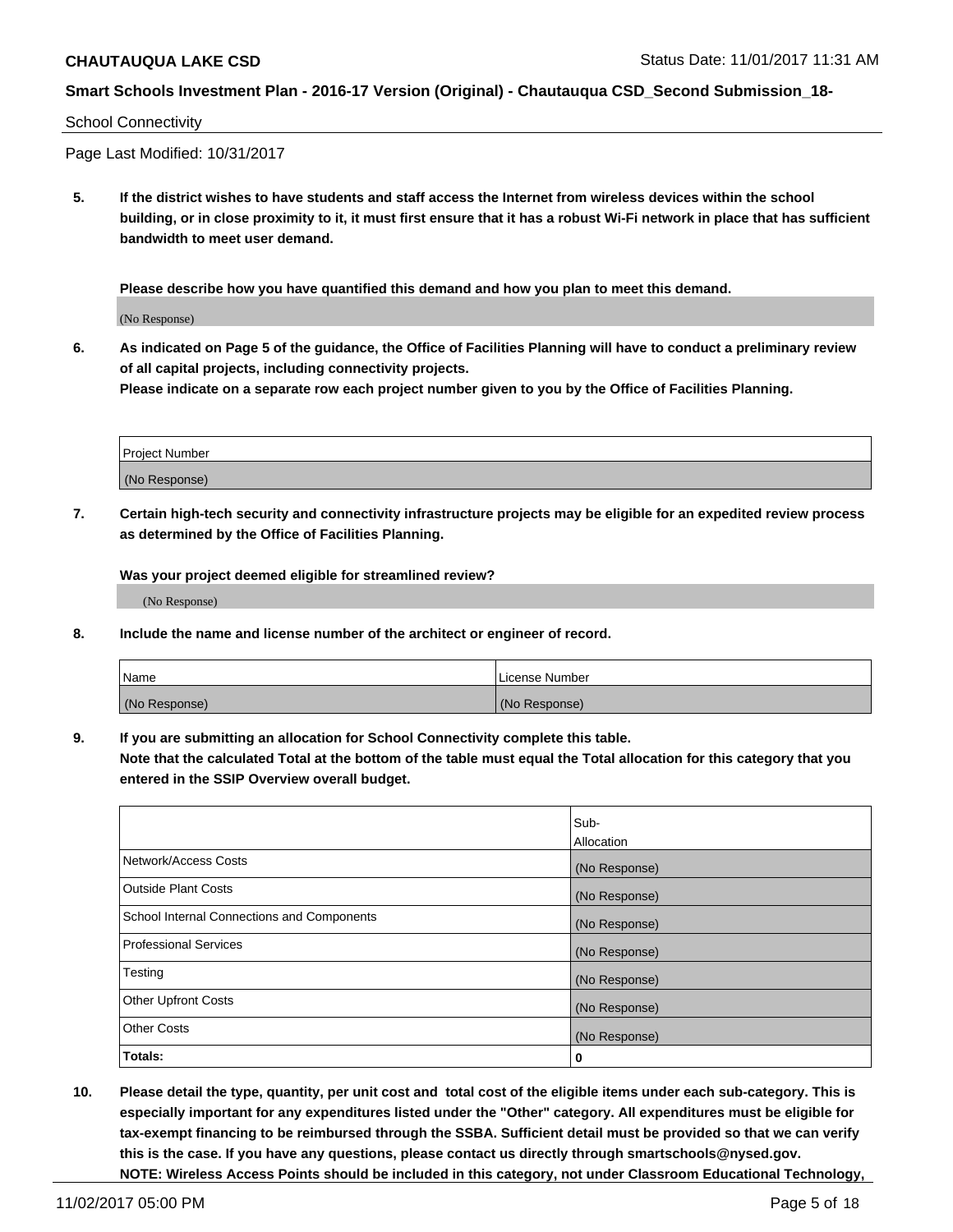School Connectivity

Page Last Modified: 10/31/2017

**5. If the district wishes to have students and staff access the Internet from wireless devices within the school building, or in close proximity to it, it must first ensure that it has a robust Wi-Fi network in place that has sufficient bandwidth to meet user demand.**

**Please describe how you have quantified this demand and how you plan to meet this demand.**

(No Response)

**6. As indicated on Page 5 of the guidance, the Office of Facilities Planning will have to conduct a preliminary review of all capital projects, including connectivity projects.**
**Please indicate on a separate row each project number given to you by the Office of Facilities Planning.**

| Project Number |
| --- |
| (No Response) |

**7. Certain high-tech security and connectivity infrastructure projects may be eligible for an expedited review process as determined by the Office of Facilities Planning.**

**Was your project deemed eligible for streamlined review?**

(No Response)

**8. Include the name and license number of the architect or engineer of record.**

| Name | License Number |
| --- | --- |
| (No Response) | (No Response) |

**9. If you are submitting an allocation for School Connectivity complete this table.**
**Note that the calculated Total at the bottom of the table must equal the Total allocation for this category that you entered in the SSIP Overview overall budget.**

| | Sub-Allocation |
| --- | --- |
| Network/Access Costs | (No Response) |
| Outside Plant Costs | (No Response) |
| School Internal Connections and Components | (No Response) |
| Professional Services | (No Response) |
| Testing | (No Response) |
| Other Upfront Costs | (No Response) |
| Other Costs | (No Response) |
| **Totals:** | 0 |

**10. Please detail the type, quantity, per unit cost and total cost of the eligible items under each sub-category. This is especially important for any expenditures listed under the "Other" category. All expenditures must be eligible for tax-exempt financing to be reimbursed through the SSBA. Sufficient detail must be provided so that we can verify this is the case. If you have any questions, please contact us directly through smartschools@nysed.gov.**
**NOTE: Wireless Access Points should be included in this category, not under Classroom Educational Technology,**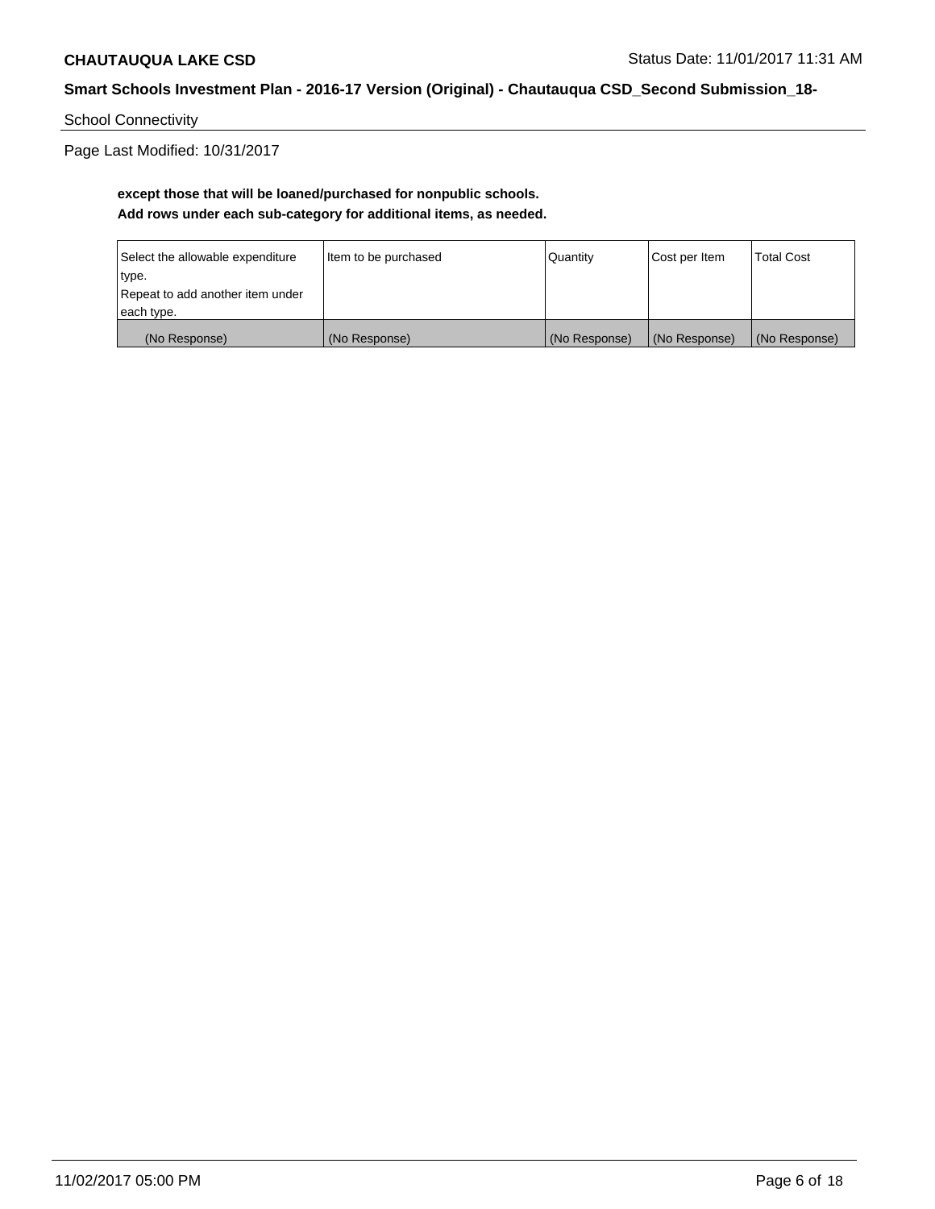**except those that will be loaned/purchased for nonpublic schools.**
**Add rows under each sub-category for additional items, as needed.**

| Select the allowable expenditure type. Repeat to add another item under each type. | Item to be purchased | Quantity | Cost per Item | Total Cost |
|---|---|---|---|---|
| (No Response) | (No Response) | (No Response) | (No Response) | (No Response) |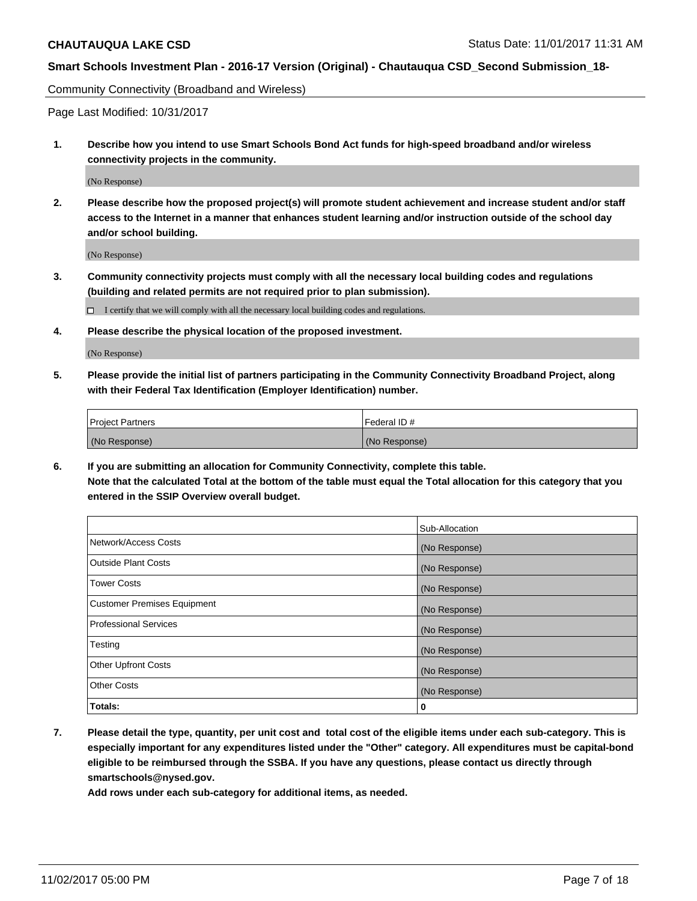Community Connectivity (Broadband and Wireless)

Page Last Modified: 10/31/2017

**1. Describe how you intend to use Smart Schools Bond Act funds for high-speed broadband and/or wireless connectivity projects in the community.**

(No Response)

**2. Please describe how the proposed project(s) will promote student achievement and increase student and/or staff access to the Internet in a manner that enhances student learning and/or instruction outside of the school day and/or school building.**

(No Response)

**3. Community connectivity projects must comply with all the necessary local building codes and regulations (building and related permits are not required prior to plan submission).**

☐ I certify that we will comply with all the necessary local building codes and regulations.

**4. Please describe the physical location of the proposed investment.**

(No Response)

**5. Please provide the initial list of partners participating in the Community Connectivity Broadband Project, along with their Federal Tax Identification (Employer Identification) number.**

| Project Partners | Federal ID # |
|---|---|
| (No Response) | (No Response) |

**6. If you are submitting an allocation for Community Connectivity, complete this table. Note that the calculated Total at the bottom of the table must equal the Total allocation for this category that you entered in the SSIP Overview overall budget.**

| | Sub-Allocation |
|---|---|
| Network/Access Costs | (No Response) |
| Outside Plant Costs | (No Response) |
| Tower Costs | (No Response) |
| Customer Premises Equipment | (No Response) |
| Professional Services | (No Response) |
| Testing | (No Response) |
| Other Upfront Costs | (No Response) |
| Other Costs | (No Response) |
| **Totals:** | **0** |

**7. Please detail the type, quantity, per unit cost and total cost of the eligible items under each sub-category. This is especially important for any expenditures listed under the "Other" category. All expenditures must be capital-bond eligible to be reimbursed through the SSBA. If you have any questions, please contact us directly through smartschools@nysed.gov.**

**Add rows under each sub-category for additional items, as needed.**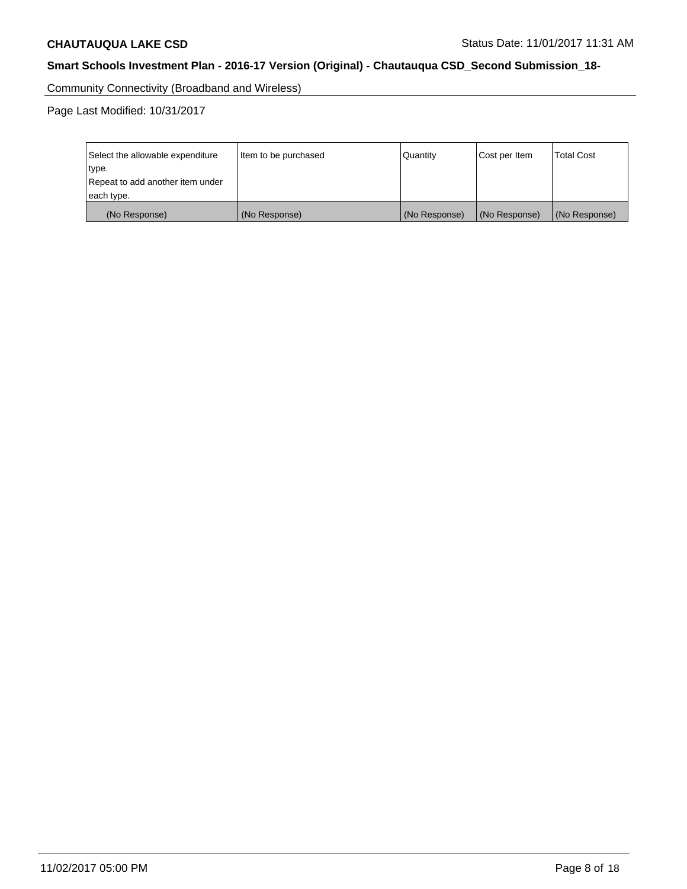Community Connectivity (Broadband and Wireless)

Page Last Modified: 10/31/2017

| Select the allowable expenditure type. Repeat to add another item under each type. | Item to be purchased | Quantity | Cost per Item | Total Cost |
|---|---|---|---|---|
| (No Response) | (No Response) | (No Response) | (No Response) | (No Response) |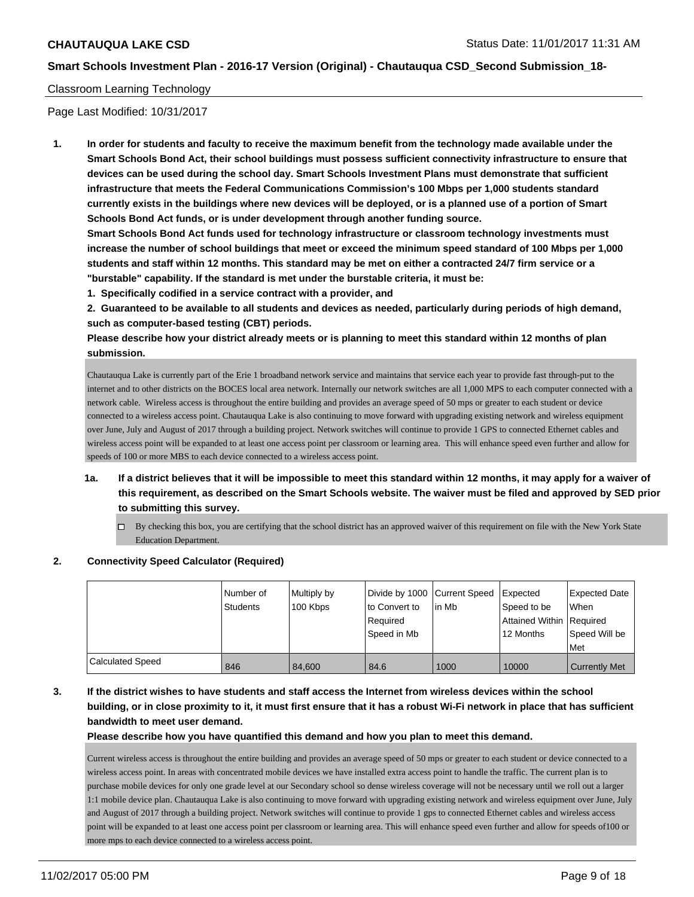Classroom Learning Technology

Page Last Modified: 10/31/2017

**1. In order for students and faculty to receive the maximum benefit from the technology made available under the Smart Schools Bond Act, their school buildings must possess sufficient connectivity infrastructure to ensure that devices can be used during the school day. Smart Schools Investment Plans must demonstrate that sufficient infrastructure that meets the Federal Communications Commission's 100 Mbps per 1,000 students standard currently exists in the buildings where new devices will be deployed, or is a planned use of a portion of Smart Schools Bond Act funds, or is under development through another funding source.**

**Smart Schools Bond Act funds used for technology infrastructure or classroom technology investments must increase the number of school buildings that meet or exceed the minimum speed standard of 100 Mbps per 1,000 students and staff within 12 months. This standard may be met on either a contracted 24/7 firm service or a "burstable" capability. If the standard is met under the burstable criteria, it must be:**

**1. Specifically codified in a service contract with a provider, and**

**2. Guaranteed to be available to all students and devices as needed, particularly during periods of high demand, such as computer-based testing (CBT) periods.**

**Please describe how your district already meets or is planning to meet this standard within 12 months of plan submission.**

Chautauqua Lake is currently part of the Erie 1 broadband network service and maintains that service each year to provide fast through-put to the internet and to other districts on the BOCES local area network. Internally our network switches are all 1,000 MPS to each computer connected with a network cable. Wireless access is throughout the entire building and provides an average speed of 50 mps or greater to each student or device connected to a wireless access point. Chautauqua Lake is also continuing to move forward with upgrading existing network and wireless equipment over June, July and August of 2017 through a building project. Network switches will continue to provide 1 GPS to connected Ethernet cables and wireless access point will be expanded to at least one access point per classroom or learning area. This will enhance speed even further and allow for speeds of 100 or more MBS to each device connected to a wireless access point.

**1a. If a district believes that it will be impossible to meet this standard within 12 months, it may apply for a waiver of this requirement, as described on the Smart Schools website. The waiver must be filed and approved by SED prior to submitting this survey.**

☐ By checking this box, you are certifying that the school district has an approved waiver of this requirement on file with the New York State Education Department.

**2. Connectivity Speed Calculator (Required)**

| | Number of Students | Multiply by 100 Kbps | Divide by 1000 to Convert to Required Speed in Mb | Current Speed in Mb | Expected Speed to be Attained Within 12 Months | Expected Date When Required Speed Will be Met |
|---|---|---|---|---|---|---|
| Calculated Speed | 846 | 84,600 | 84.6 | 1000 | 10000 | Currently Met |

**3. If the district wishes to have students and staff access the Internet from wireless devices within the school building, or in close proximity to it, it must first ensure that it has a robust Wi-Fi network in place that has sufficient bandwidth to meet user demand.**

**Please describe how you have quantified this demand and how you plan to meet this demand.**

Current wireless access is throughout the entire building and provides an average speed of 50 mps or greater to each student or device connected to a wireless access point. In areas with concentrated mobile devices we have installed extra access point to handle the traffic. The current plan is to purchase mobile devices for only one grade level at our Secondary school so dense wireless coverage will not be necessary until we roll out a larger 1:1 mobile device plan. Chautauqua Lake is also continuing to move forward with upgrading existing network and wireless equipment over June, July and August of 2017 through a building project. Network switches will continue to provide 1 gps to connected Ethernet cables and wireless access point will be expanded to at least one access point per classroom or learning area. This will enhance speed even further and allow for speeds of100 or more mps to each device connected to a wireless access point.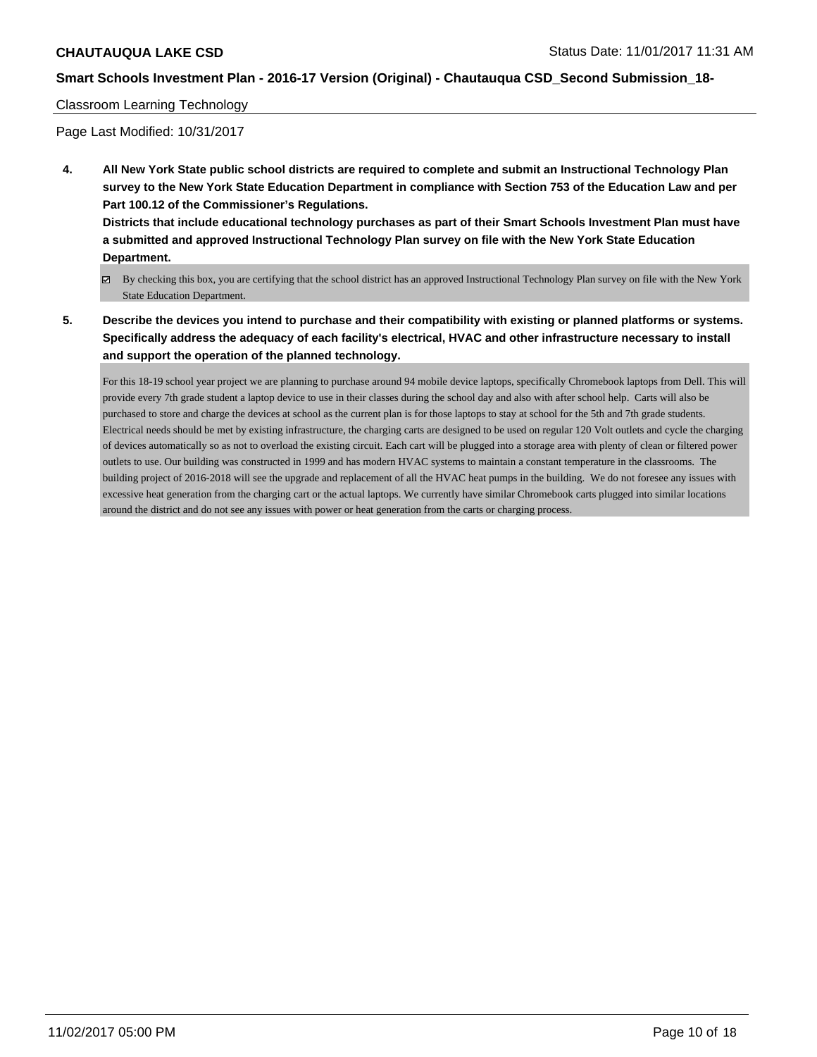Classroom Learning Technology

Page Last Modified: 10/31/2017

4. **All New York State public school districts are required to complete and submit an Instructional Technology Plan survey to the New York State Education Department in compliance with Section 753 of the Education Law and per Part 100.12 of the Commissioner's Regulations.**
   **Districts that include educational technology purchases as part of their Smart Schools Investment Plan must have a submitted and approved Instructional Technology Plan survey on file with the New York State Education Department.**

   - [x] By checking this box, you are certifying that the school district has an approved Instructional Technology Plan survey on file with the New York State Education Department.

5. **Describe the devices you intend to purchase and their compatibility with existing or planned platforms or systems. Specifically address the adequacy of each facility's electrical, HVAC and other infrastructure necessary to install and support the operation of the planned technology.**

   For this 18-19 school year project we are planning to purchase around 94 mobile device laptops, specifically Chromebook laptops from Dell. This will provide every 7th grade student a laptop device to use in their classes during the school day and also with after school help. Carts will also be purchased to store and charge the devices at school as the current plan is for those laptops to stay at school for the 5th and 7th grade students. Electrical needs should be met by existing infrastructure, the charging carts are designed to be used on regular 120 Volt outlets and cycle the charging of devices automatically so as not to overload the existing circuit. Each cart will be plugged into a storage area with plenty of clean or filtered power outlets to use. Our building was constructed in 1999 and has modern HVAC systems to maintain a constant temperature in the classrooms. The building project of 2016-2018 will see the upgrade and replacement of all the HVAC heat pumps in the building. We do not foresee any issues with excessive heat generation from the charging cart or the actual laptops. We currently have similar Chromebook carts plugged into similar locations around the district and do not see any issues with power or heat generation from the carts or charging process.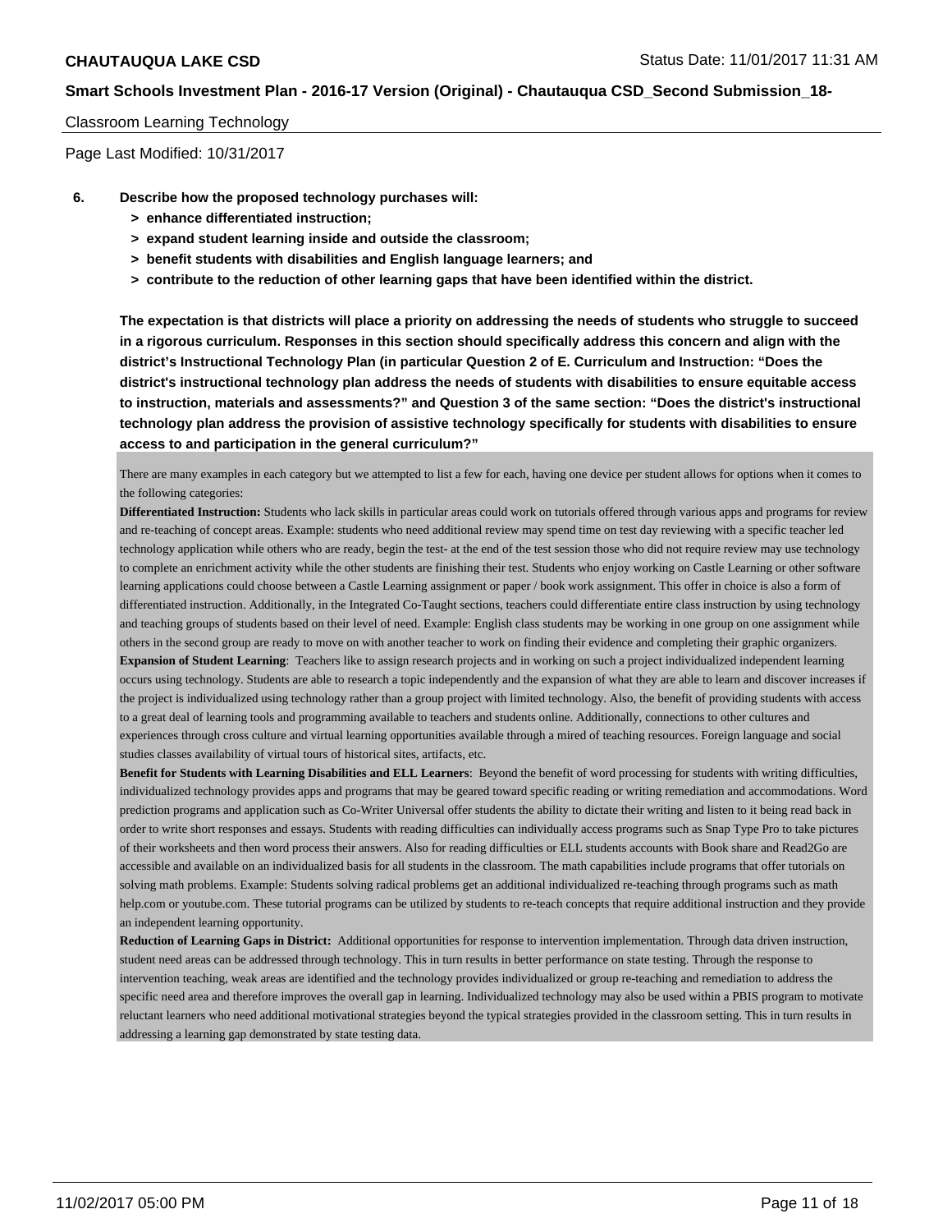Classroom Learning Technology

Page Last Modified: 10/31/2017

**6. Describe how the proposed technology purchases will:**
- **> enhance differentiated instruction;**
- **> expand student learning inside and outside the classroom;**
- **> benefit students with disabilities and English language learners; and**
- **> contribute to the reduction of other learning gaps that have been identified within the district.**

**The expectation is that districts will place a priority on addressing the needs of students who struggle to succeed in a rigorous curriculum. Responses in this section should specifically address this concern and align with the district's Instructional Technology Plan (in particular Question 2 of E. Curriculum and Instruction: "Does the district's instructional technology plan address the needs of students with disabilities to ensure equitable access to instruction, materials and assessments?" and Question 3 of the same section: "Does the district's instructional technology plan address the provision of assistive technology specifically for students with disabilities to ensure access to and participation in the general curriculum?"**

There are many examples in each category but we attempted to list a few for each, having one device per student allows for options when it comes to the following categories:

**Differentiated Instruction:** Students who lack skills in particular areas could work on tutorials offered through various apps and programs for review and re-teaching of concept areas. Example: students who need additional review may spend time on test day reviewing with a specific teacher led technology application while others who are ready, begin the test- at the end of the test session those who did not require review may use technology to complete an enrichment activity while the other students are finishing their test. Students who enjoy working on Castle Learning or other software learning applications could choose between a Castle Learning assignment or paper / book work assignment. This offer in choice is also a form of differentiated instruction. Additionally, in the Integrated Co-Taught sections, teachers could differentiate entire class instruction by using technology and teaching groups of students based on their level of need. Example: English class students may be working in one group on one assignment while others in the second group are ready to move on with another teacher to work on finding their evidence and completing their graphic organizers.

**Expansion of Student Learning**: Teachers like to assign research projects and in working on such a project individualized independent learning occurs using technology. Students are able to research a topic independently and the expansion of what they are able to learn and discover increases if the project is individualized using technology rather than a group project with limited technology. Also, the benefit of providing students with access to a great deal of learning tools and programming available to teachers and students online. Additionally, connections to other cultures and experiences through cross culture and virtual learning opportunities available through a mired of teaching resources. Foreign language and social studies classes availability of virtual tours of historical sites, artifacts, etc.

**Benefit for Students with Learning Disabilities and ELL Learners**: Beyond the benefit of word processing for students with writing difficulties, individualized technology provides apps and programs that may be geared toward specific reading or writing remediation and accommodations. Word prediction programs and application such as Co-Writer Universal offer students the ability to dictate their writing and listen to it being read back in order to write short responses and essays. Students with reading difficulties can individually access programs such as Snap Type Pro to take pictures of their worksheets and then word process their answers. Also for reading difficulties or ELL students accounts with Book share and Read2Go are accessible and available on an individualized basis for all students in the classroom. The math capabilities include programs that offer tutorials on solving math problems. Example: Students solving radical problems get an additional individualized re-teaching through programs such as math help.com or youtube.com. These tutorial programs can be utilized by students to re-teach concepts that require additional instruction and they provide an independent learning opportunity.

**Reduction of Learning Gaps in District:** Additional opportunities for response to intervention implementation. Through data driven instruction, student need areas can be addressed through technology. This in turn results in better performance on state testing. Through the response to intervention teaching, weak areas are identified and the technology provides individualized or group re-teaching and remediation to address the specific need area and therefore improves the overall gap in learning. Individualized technology may also be used within a PBIS program to motivate reluctant learners who need additional motivational strategies beyond the typical strategies provided in the classroom setting. This in turn results in addressing a learning gap demonstrated by state testing data.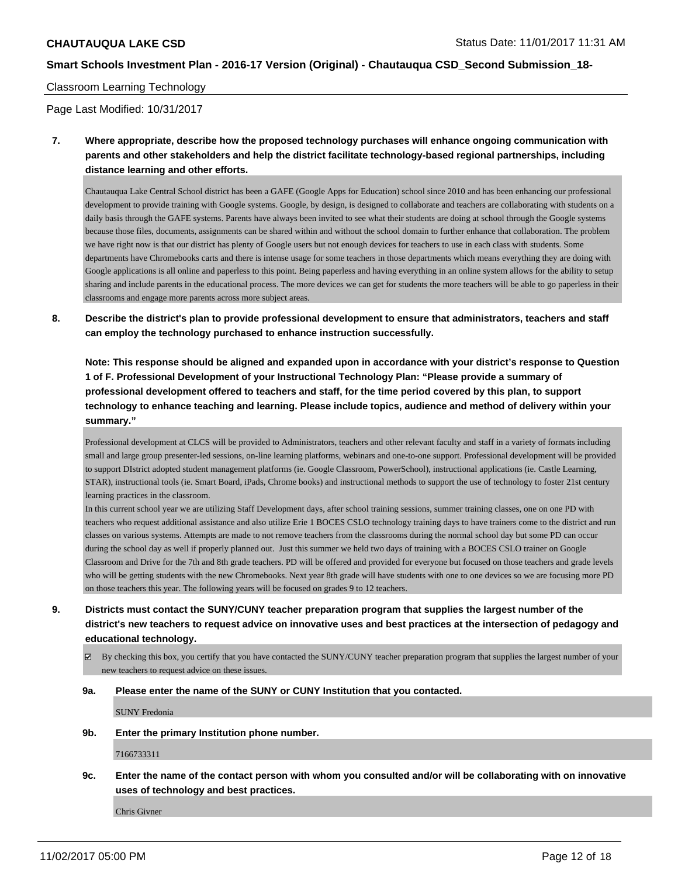Classroom Learning Technology

Page Last Modified: 10/31/2017

**7. Where appropriate, describe how the proposed technology purchases will enhance ongoing communication with parents and other stakeholders and help the district facilitate technology-based regional partnerships, including distance learning and other efforts.**

Chautauqua Lake Central School district has been a GAFE (Google Apps for Education) school since 2010 and has been enhancing our professional development to provide training with Google systems. Google, by design, is designed to collaborate and teachers are collaborating with students on a daily basis through the GAFE systems. Parents have always been invited to see what their students are doing at school through the Google systems because those files, documents, assignments can be shared within and without the school domain to further enhance that collaboration. The problem we have right now is that our district has plenty of Google users but not enough devices for teachers to use in each class with students. Some departments have Chromebooks carts and there is intense usage for some teachers in those departments which means everything they are doing with Google applications is all online and paperless to this point. Being paperless and having everything in an online system allows for the ability to setup sharing and include parents in the educational process. The more devices we can get for students the more teachers will be able to go paperless in their classrooms and engage more parents across more subject areas.

**8. Describe the district's plan to provide professional development to ensure that administrators, teachers and staff can employ the technology purchased to enhance instruction successfully.**

**Note: This response should be aligned and expanded upon in accordance with your district's response to Question 1 of F. Professional Development of your Instructional Technology Plan: "Please provide a summary of professional development offered to teachers and staff, for the time period covered by this plan, to support technology to enhance teaching and learning. Please include topics, audience and method of delivery within your summary."**

Professional development at CLCS will be provided to Administrators, teachers and other relevant faculty and staff in a variety of formats including small and large group presenter-led sessions, on-line learning platforms, webinars and one-to-one support. Professional development will be provided to support DIstrict adopted student management platforms (ie. Google Classroom, PowerSchool), instructional applications (ie. Castle Learning, STAR), instructional tools (ie. Smart Board, iPads, Chrome books) and instructional methods to support the use of technology to foster 21st century learning practices in the classroom.
In this current school year we are utilizing Staff Development days, after school training sessions, summer training classes, one on one PD with teachers who request additional assistance and also utilize Erie 1 BOCES CSLO technology training days to have trainers come to the district and run classes on various systems. Attempts are made to not remove teachers from the classrooms during the normal school day but some PD can occur during the school day as well if properly planned out. Just this summer we held two days of training with a BOCES CSLO trainer on Google Classroom and Drive for the 7th and 8th grade teachers. PD will be offered and provided for everyone but focused on those teachers and grade levels who will be getting students with the new Chromebooks. Next year 8th grade will have students with one to one devices so we are focusing more PD on those teachers this year. The following years will be focused on grades 9 to 12 teachers.

**9. Districts must contact the SUNY/CUNY teacher preparation program that supplies the largest number of the district's new teachers to request advice on innovative uses and best practices at the intersection of pedagogy and educational technology.**

☑ By checking this box, you certify that you have contacted the SUNY/CUNY teacher preparation program that supplies the largest number of your new teachers to request advice on these issues.

**9a. Please enter the name of the SUNY or CUNY Institution that you contacted.**

SUNY Fredonia

**9b. Enter the primary Institution phone number.**

7166733311

**9c. Enter the name of the contact person with whom you consulted and/or will be collaborating with on innovative uses of technology and best practices.**

Chris Givner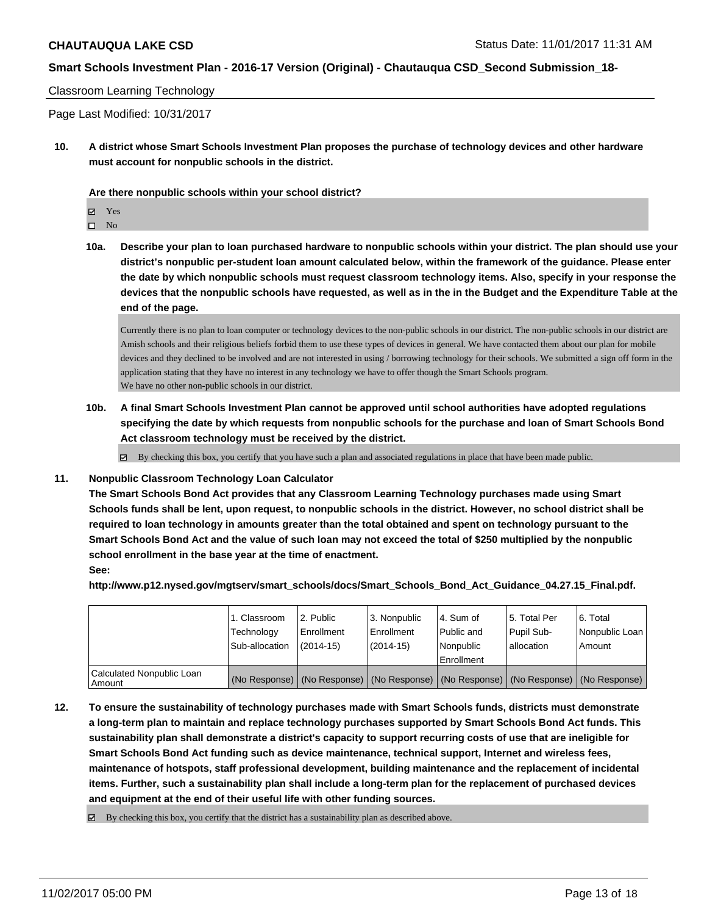Classroom Learning Technology

Page Last Modified: 10/31/2017

**10. A district whose Smart Schools Investment Plan proposes the purchase of technology devices and other hardware must account for nonpublic schools in the district.**

**Are there nonpublic schools within your school district?**

- ☑ Yes
- ☐ No

**10a. Describe your plan to loan purchased hardware to nonpublic schools within your district. The plan should use your district's nonpublic per-student loan amount calculated below, within the framework of the guidance. Please enter the date by which nonpublic schools must request classroom technology items. Also, specify in your response the devices that the nonpublic schools have requested, as well as in the in the Budget and the Expenditure Table at the end of the page.**

Currently there is no plan to loan computer or technology devices to the non-public schools in our district. The non-public schools in our district are Amish schools and their religious beliefs forbid them to use these types of devices in general. We have contacted them about our plan for mobile devices and they declined to be involved and are not interested in using / borrowing technology for their schools. We submitted a sign off form in the application stating that they have no interest in any technology we have to offer though the Smart Schools program.
We have no other non-public schools in our district.

**10b. A final Smart Schools Investment Plan cannot be approved until school authorities have adopted regulations specifying the date by which requests from nonpublic schools for the purchase and loan of Smart Schools Bond Act classroom technology must be received by the district.**

☑ By checking this box, you certify that you have such a plan and associated regulations in place that have been made public.

**11. Nonpublic Classroom Technology Loan Calculator**

**The Smart Schools Bond Act provides that any Classroom Learning Technology purchases made using Smart Schools funds shall be lent, upon request, to nonpublic schools in the district. However, no school district shall be required to loan technology in amounts greater than the total obtained and spent on technology pursuant to the Smart Schools Bond Act and the value of such loan may not exceed the total of $250 multiplied by the nonpublic school enrollment in the base year at the time of enactment.**

**See:**

**http://www.p12.nysed.gov/mgtserv/smart_schools/docs/Smart_Schools_Bond_Act_Guidance_04.27.15_Final.pdf.**

| | 1. Classroom Technology Sub-allocation | 2. Public Enrollment (2014-15) | 3. Nonpublic Enrollment (2014-15) | 4. Sum of Public and Nonpublic Enrollment | 5. Total Per Pupil Sub-allocation | 6. Total Nonpublic Loan Amount |
|---|---|---|---|---|---|---|
| Calculated Nonpublic Loan Amount | (No Response) | (No Response) | (No Response) | (No Response) | (No Response) | (No Response) |

**12. To ensure the sustainability of technology purchases made with Smart Schools funds, districts must demonstrate a long-term plan to maintain and replace technology purchases supported by Smart Schools Bond Act funds. This sustainability plan shall demonstrate a district's capacity to support recurring costs of use that are ineligible for Smart Schools Bond Act funding such as device maintenance, technical support, Internet and wireless fees, maintenance of hotspots, staff professional development, building maintenance and the replacement of incidental items. Further, such a sustainability plan shall include a long-term plan for the replacement of purchased devices and equipment at the end of their useful life with other funding sources.**

☑ By checking this box, you certify that the district has a sustainability plan as described above.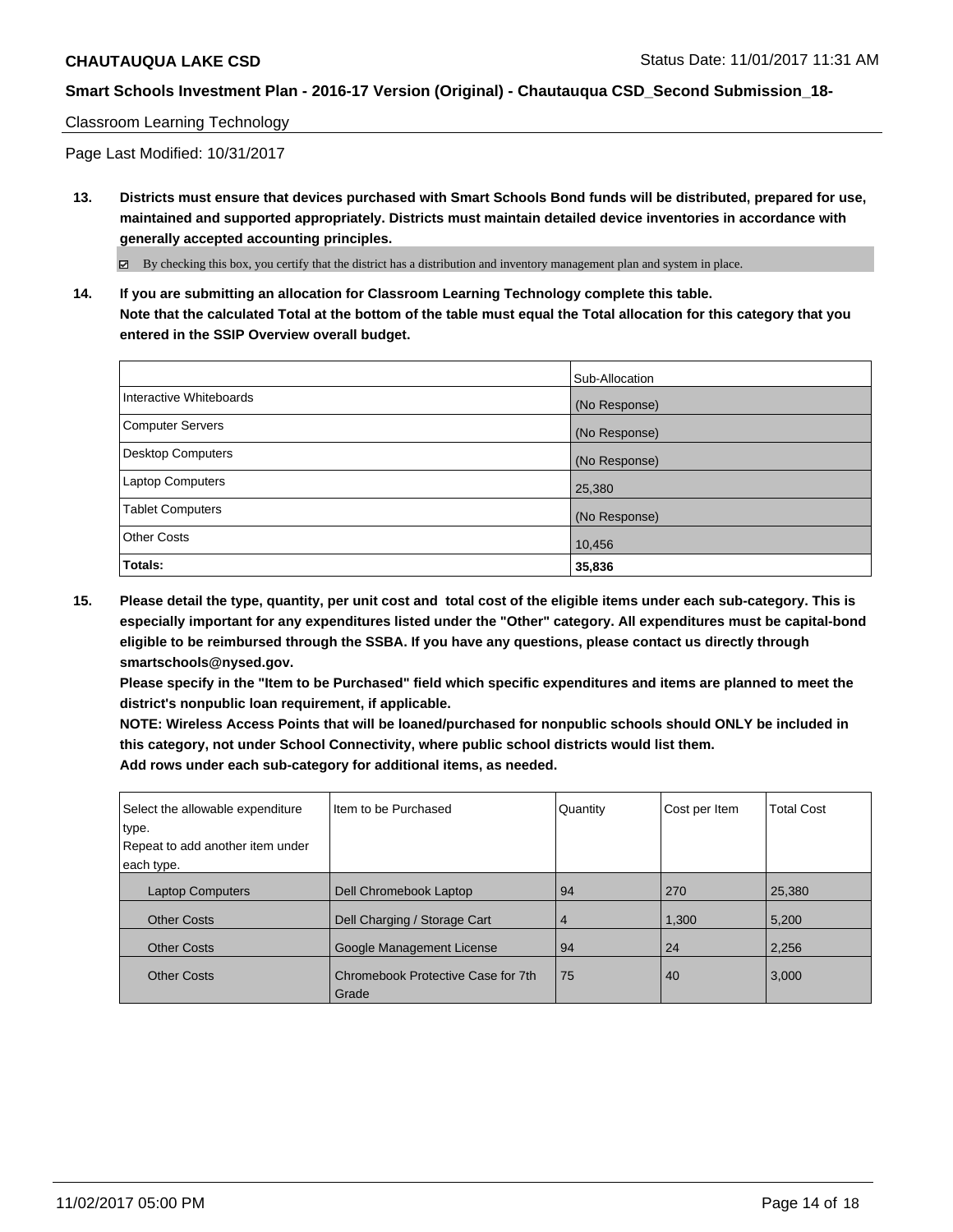Classroom Learning Technology

Page Last Modified: 10/31/2017

**13. Districts must ensure that devices purchased with Smart Schools Bond funds will be distributed, prepared for use, maintained and supported appropriately. Districts must maintain detailed device inventories in accordance with generally accepted accounting principles.**

☑ By checking this box, you certify that the district has a distribution and inventory management plan and system in place.

**14. If you are submitting an allocation for Classroom Learning Technology complete this table. Note that the calculated Total at the bottom of the table must equal the Total allocation for this category that you entered in the SSIP Overview overall budget.**

| | Sub-Allocation |
|---|---|
| Interactive Whiteboards | (No Response) |
| Computer Servers | (No Response) |
| Desktop Computers | (No Response) |
| Laptop Computers | 25,380 |
| Tablet Computers | (No Response) |
| Other Costs | 10,456 |
| **Totals:** | **35,836** |

**15. Please detail the type, quantity, per unit cost and total cost of the eligible items under each sub-category. This is especially important for any expenditures listed under the "Other" category. All expenditures must be capital-bond eligible to be reimbursed through the SSBA. If you have any questions, please contact us directly through smartschools@nysed.gov.**
**Please specify in the "Item to be Purchased" field which specific expenditures and items are planned to meet the district's nonpublic loan requirement, if applicable.**
**NOTE: Wireless Access Points that will be loaned/purchased for nonpublic schools should ONLY be included in this category, not under School Connectivity, where public school districts would list them.**
**Add rows under each sub-category for additional items, as needed.**

| Select the allowable expenditure type. Repeat to add another item under each type. | Item to be Purchased | Quantity | Cost per Item | Total Cost |
|---|---|---|---|---|
| Laptop Computers | Dell Chromebook Laptop | 94 | 270 | 25,380 |
| Other Costs | Dell Charging / Storage Cart | 4 | 1,300 | 5,200 |
| Other Costs | Google Management License | 94 | 24 | 2,256 |
| Other Costs | Chromebook Protective Case for 7th Grade | 75 | 40 | 3,000 |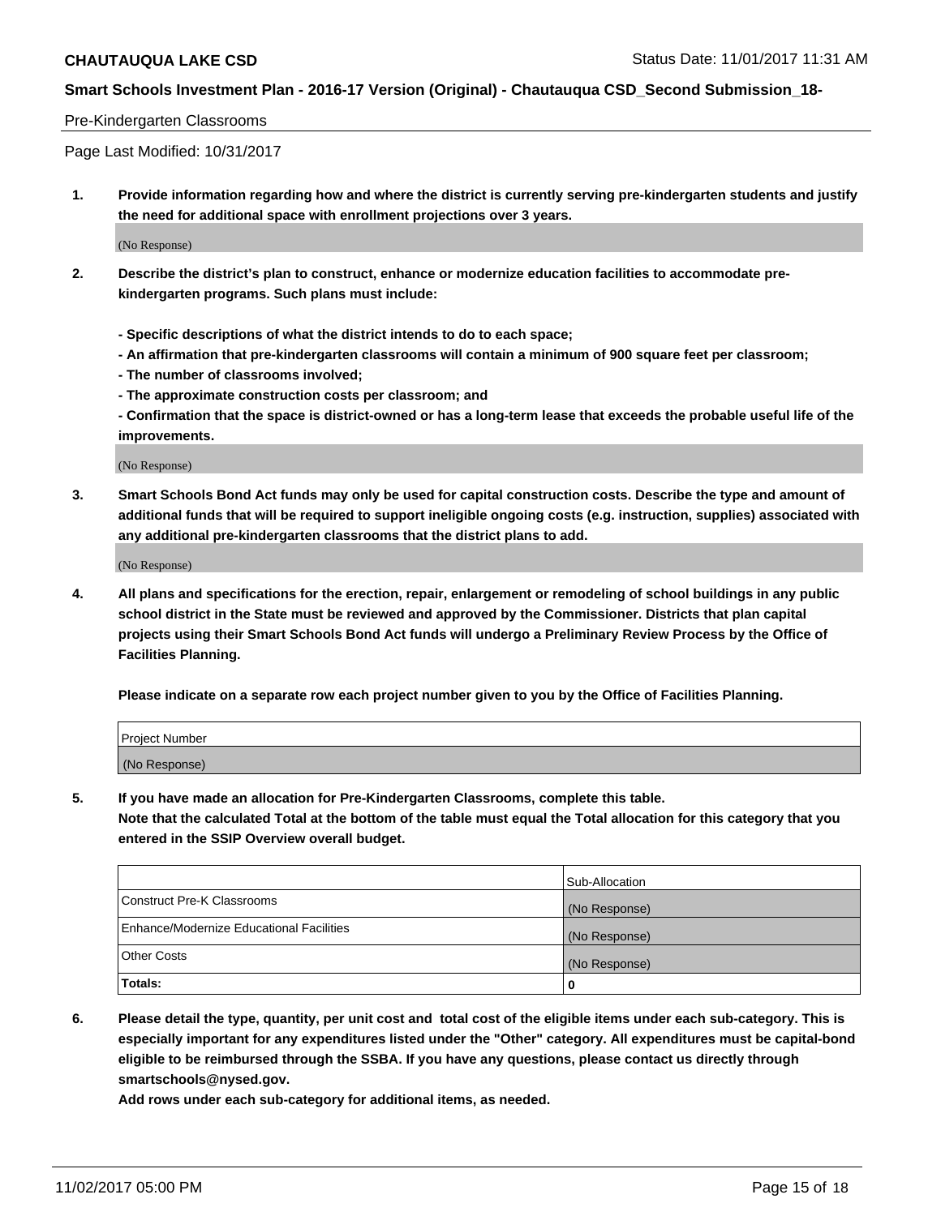Pre-Kindergarten Classrooms

Page Last Modified: 10/31/2017

**1. Provide information regarding how and where the district is currently serving pre-kindergarten students and justify the need for additional space with enrollment projections over 3 years.**

(No Response)

**2. Describe the district's plan to construct, enhance or modernize education facilities to accommodate pre-kindergarten programs. Such plans must include:**

**- Specific descriptions of what the district intends to do to each space;**

**- An affirmation that pre-kindergarten classrooms will contain a minimum of 900 square feet per classroom;**

**- The number of classrooms involved;**

**- The approximate construction costs per classroom; and**

**- Confirmation that the space is district-owned or has a long-term lease that exceeds the probable useful life of the improvements.**

(No Response)

**3. Smart Schools Bond Act funds may only be used for capital construction costs. Describe the type and amount of additional funds that will be required to support ineligible ongoing costs (e.g. instruction, supplies) associated with any additional pre-kindergarten classrooms that the district plans to add.**

(No Response)

**4. All plans and specifications for the erection, repair, enlargement or remodeling of school buildings in any public school district in the State must be reviewed and approved by the Commissioner. Districts that plan capital projects using their Smart Schools Bond Act funds will undergo a Preliminary Review Process by the Office of Facilities Planning.**

**Please indicate on a separate row each project number given to you by the Office of Facilities Planning.**

| Project Number |
|---|
| (No Response) |

**5. If you have made an allocation for Pre-Kindergarten Classrooms, complete this table. Note that the calculated Total at the bottom of the table must equal the Total allocation for this category that you entered in the SSIP Overview overall budget.**

| | Sub-Allocation |
|---|---|
| Construct Pre-K Classrooms | (No Response) |
| Enhance/Modernize Educational Facilities | (No Response) |
| Other Costs | (No Response) |
| **Totals:** | **0** |

**6. Please detail the type, quantity, per unit cost and total cost of the eligible items under each sub-category. This is especially important for any expenditures listed under the "Other" category. All expenditures must be capital-bond eligible to be reimbursed through the SSBA. If you have any questions, please contact us directly through smartschools@nysed.gov.**

**Add rows under each sub-category for additional items, as needed.**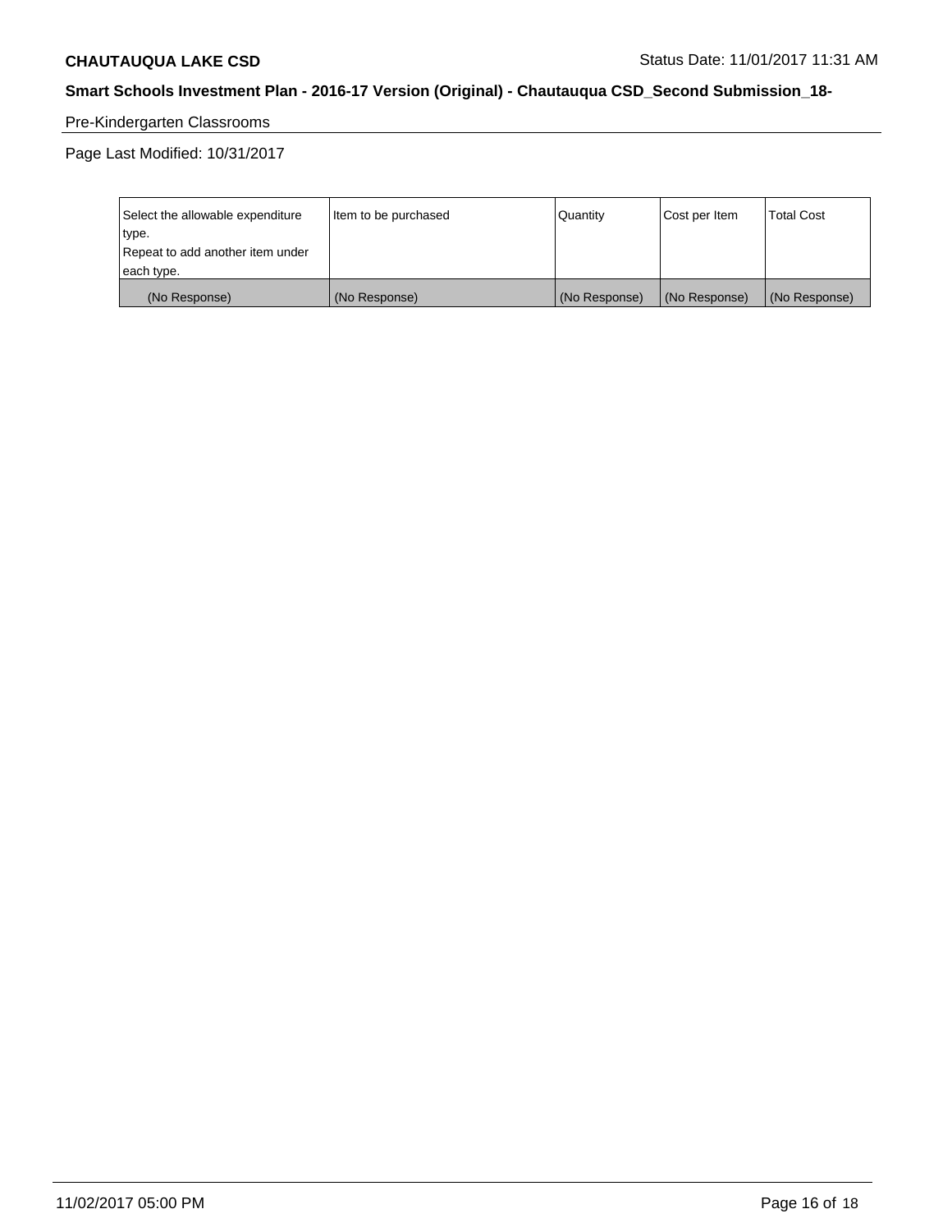Pre-Kindergarten Classrooms

Page Last Modified: 10/31/2017

| Select the allowable expenditure type. Repeat to add another item under each type. | Item to be purchased | Quantity | Cost per Item | Total Cost |
|---|---|---|---|---|
| (No Response) | (No Response) | (No Response) | (No Response) | (No Response) |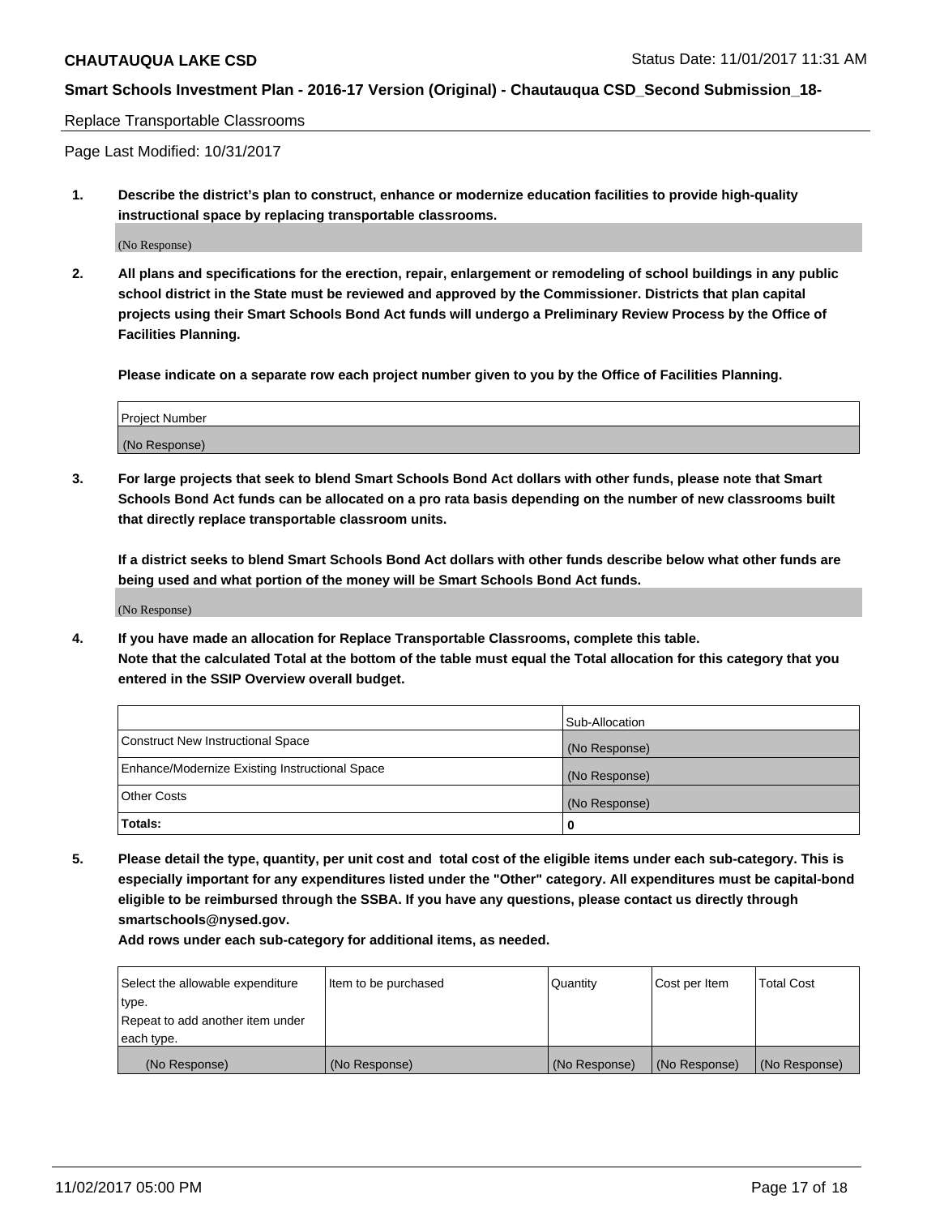Replace Transportable Classrooms

Page Last Modified: 10/31/2017

**1. Describe the district's plan to construct, enhance or modernize education facilities to provide high-quality instructional space by replacing transportable classrooms.**

(No Response)

**2. All plans and specifications for the erection, repair, enlargement or remodeling of school buildings in any public school district in the State must be reviewed and approved by the Commissioner. Districts that plan capital projects using their Smart Schools Bond Act funds will undergo a Preliminary Review Process by the Office of Facilities Planning.**

**Please indicate on a separate row each project number given to you by the Office of Facilities Planning.**

| Project Number |
| --- |
| (No Response) |

**3. For large projects that seek to blend Smart Schools Bond Act dollars with other funds, please note that Smart Schools Bond Act funds can be allocated on a pro rata basis depending on the number of new classrooms built that directly replace transportable classroom units.**

**If a district seeks to blend Smart Schools Bond Act dollars with other funds describe below what other funds are being used and what portion of the money will be Smart Schools Bond Act funds.**

(No Response)

**4. If you have made an allocation for Replace Transportable Classrooms, complete this table. Note that the calculated Total at the bottom of the table must equal the Total allocation for this category that you entered in the SSIP Overview overall budget.**

| | Sub-Allocation |
| --- | --- |
| Construct New Instructional Space | (No Response) |
| Enhance/Modernize Existing Instructional Space | (No Response) |
| Other Costs | (No Response) |
| **Totals:** | **0** |

**5. Please detail the type, quantity, per unit cost and total cost of the eligible items under each sub-category. This is especially important for any expenditures listed under the "Other" category. All expenditures must be capital-bond eligible to be reimbursed through the SSBA. If you have any questions, please contact us directly through smartschools@nysed.gov.**

**Add rows under each sub-category for additional items, as needed.**

| Select the allowable expenditure type. Repeat to add another item under each type. | Item to be purchased | Quantity | Cost per Item | Total Cost |
| --- | --- | --- | --- | --- |
| (No Response) | (No Response) | (No Response) | (No Response) | (No Response) |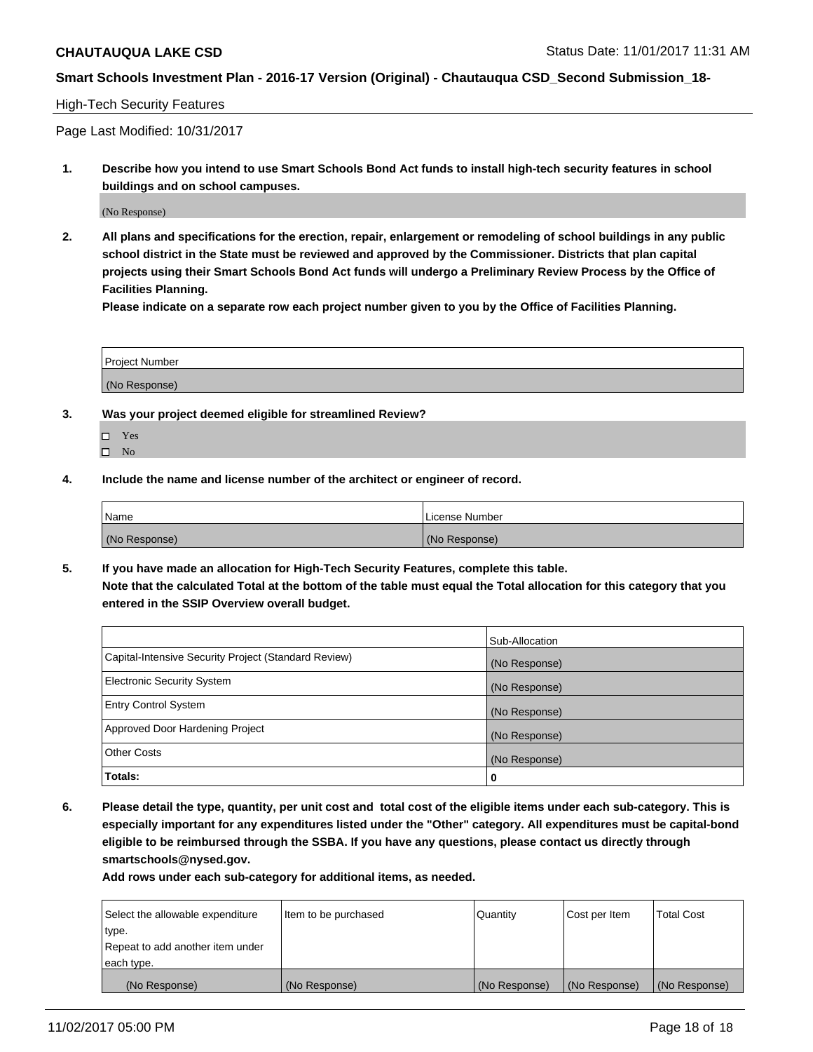High-Tech Security Features

Page Last Modified: 10/31/2017

**1. Describe how you intend to use Smart Schools Bond Act funds to install high-tech security features in school buildings and on school campuses.**

(No Response)

**2. All plans and specifications for the erection, repair, enlargement or remodeling of school buildings in any public school district in the State must be reviewed and approved by the Commissioner. Districts that plan capital projects using their Smart Schools Bond Act funds will undergo a Preliminary Review Process by the Office of Facilities Planning.**

**Please indicate on a separate row each project number given to you by the Office of Facilities Planning.**

| Project Number |
|---|
| (No Response) |

**3. Was your project deemed eligible for streamlined Review?**

- ☐ Yes
- ☐ No

**4. Include the name and license number of the architect or engineer of record.**

| Name | License Number |
|---|---|
| (No Response) | (No Response) |

**5. If you have made an allocation for High-Tech Security Features, complete this table.**
**Note that the calculated Total at the bottom of the table must equal the Total allocation for this category that you entered in the SSIP Overview overall budget.**

| | Sub-Allocation |
|---|---|
| Capital-Intensive Security Project (Standard Review) | (No Response) |
| Electronic Security System | (No Response) |
| Entry Control System | (No Response) |
| Approved Door Hardening Project | (No Response) |
| Other Costs | (No Response) |
| **Totals:** | **0** |

**6. Please detail the type, quantity, per unit cost and total cost of the eligible items under each sub-category. This is especially important for any expenditures listed under the "Other" category. All expenditures must be capital-bond eligible to be reimbursed through the SSBA. If you have any questions, please contact us directly through smartschools@nysed.gov.**

**Add rows under each sub-category for additional items, as needed.**

| Select the allowable expenditure type. Repeat to add another item under each type. | Item to be purchased | Quantity | Cost per Item | Total Cost |
|---|---|---|---|---|
| (No Response) | (No Response) | (No Response) | (No Response) | (No Response) |